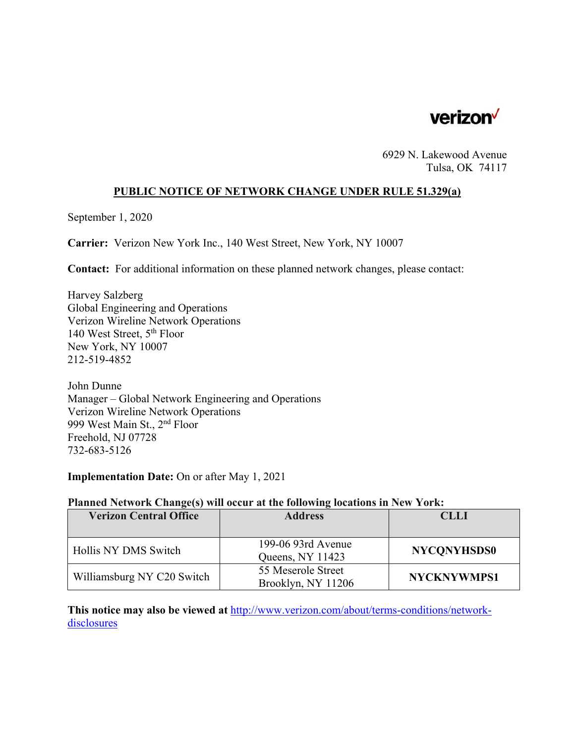verizon

6929 N. Lakewood Avenue
Tulsa, OK 74117

## PUBLIC NOTICE OF NETWORK CHANGE UNDER RULE 51.329(a)

September 1, 2020

**Carrier:** Verizon New York Inc., 140 West Street, New York, NY 10007

**Contact:** For additional information on these planned network changes, please contact:

Harvey Salzberg
Global Engineering and Operations
Verizon Wireline Network Operations
140 West Street, 5th Floor
New York, NY 10007
212-519-4852

John Dunne
Manager – Global Network Engineering and Operations
Verizon Wireline Network Operations
999 West Main St., 2nd Floor
Freehold, NJ 07728
732-683-5126

**Implementation Date:** On or after May 1, 2021

**Planned Network Change(s) will occur at the following locations in New York:**

| Verizon Central Office | Address | CLLI |
|---|---|---|
| Hollis NY DMS Switch | 199-06 93rd Avenue Queens, NY 11423 | **NYCQNYHSDS0** |
| Williamsburg NY C20 Switch | 55 Meserole Street Brooklyn, NY 11206 | **NYCKNYWMPS1** |

**This notice may also be viewed at** [http://www.verizon.com/about/terms-conditions/network-disclosures](http://www.verizon.com/about/terms-conditions/network-disclosures)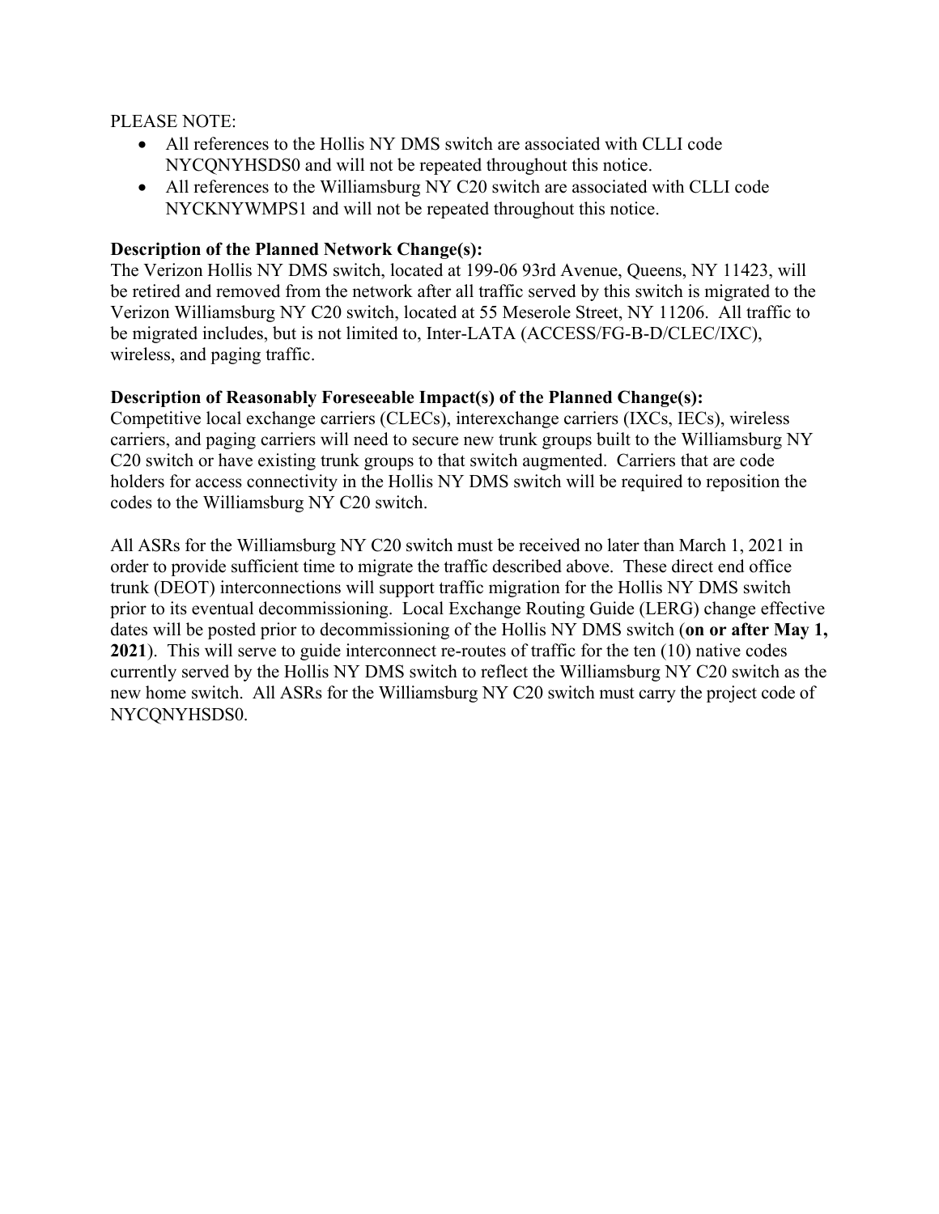PLEASE NOTE:

- All references to the Hollis NY DMS switch are associated with CLLI code NYCQNYHSDS0 and will not be repeated throughout this notice.
- All references to the Williamsburg NY C20 switch are associated with CLLI code NYCKNYWMPS1 and will not be repeated throughout this notice.

**Description of the Planned Network Change(s):**
The Verizon Hollis NY DMS switch, located at 199-06 93rd Avenue, Queens, NY 11423, will be retired and removed from the network after all traffic served by this switch is migrated to the Verizon Williamsburg NY C20 switch, located at 55 Meserole Street, NY 11206. All traffic to be migrated includes, but is not limited to, Inter-LATA (ACCESS/FG-B-D/CLEC/IXC), wireless, and paging traffic.

**Description of Reasonably Foreseeable Impact(s) of the Planned Change(s):**
Competitive local exchange carriers (CLECs), interexchange carriers (IXCs, IECs), wireless carriers, and paging carriers will need to secure new trunk groups built to the Williamsburg NY C20 switch or have existing trunk groups to that switch augmented. Carriers that are code holders for access connectivity in the Hollis NY DMS switch will be required to reposition the codes to the Williamsburg NY C20 switch.

All ASRs for the Williamsburg NY C20 switch must be received no later than March 1, 2021 in order to provide sufficient time to migrate the traffic described above. These direct end office trunk (DEOT) interconnections will support traffic migration for the Hollis NY DMS switch prior to its eventual decommissioning. Local Exchange Routing Guide (LERG) change effective dates will be posted prior to decommissioning of the Hollis NY DMS switch (**on or after May 1, 2021**). This will serve to guide interconnect re-routes of traffic for the ten (10) native codes currently served by the Hollis NY DMS switch to reflect the Williamsburg NY C20 switch as the new home switch. All ASRs for the Williamsburg NY C20 switch must carry the project code of NYCQNYHSDS0.